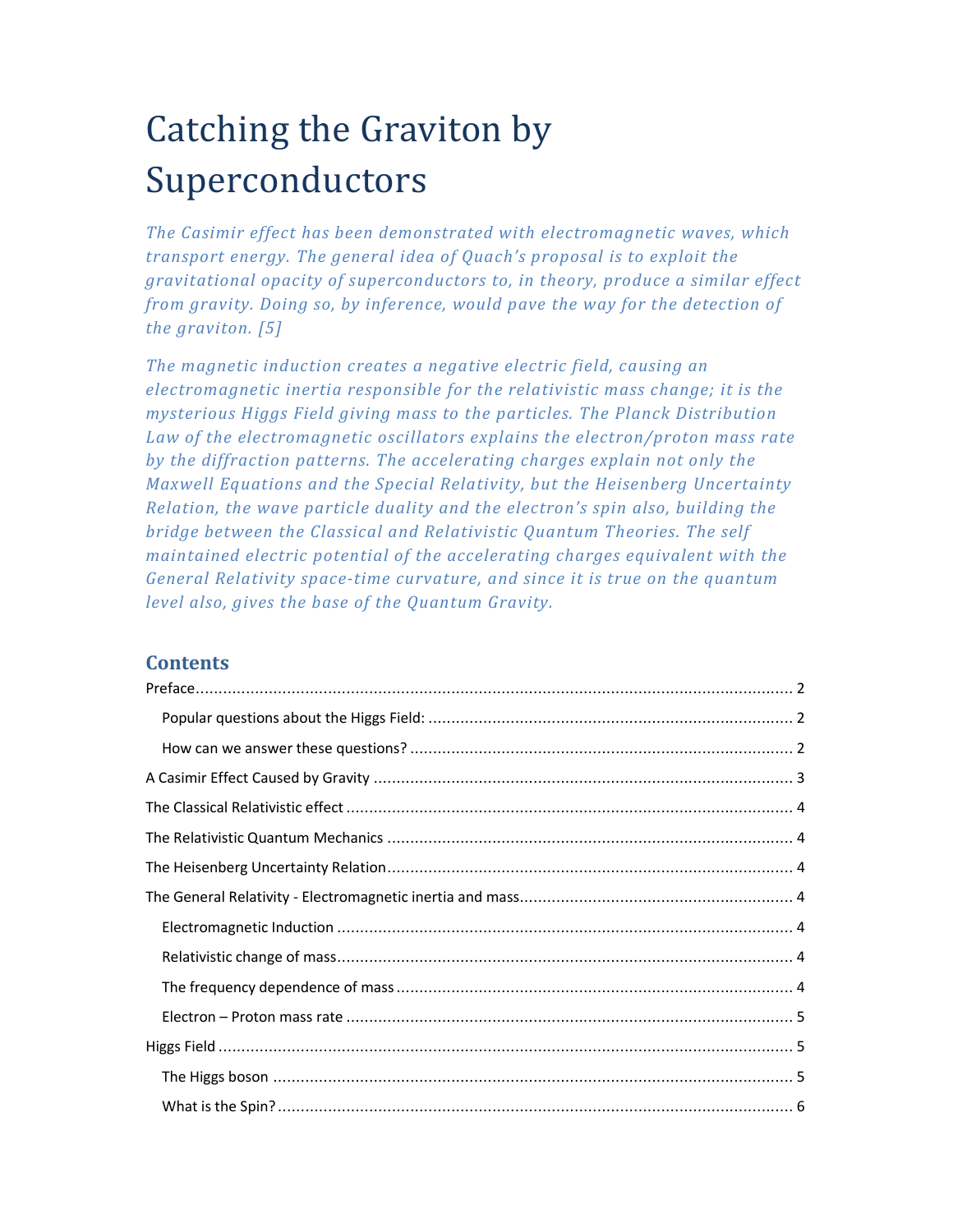# Catching the Graviton by Superconductors

*The Casimir effect has been demonstrated with electromagnetic waves, which transport energy. The general idea of Quach's proposal is to exploit the gravitational opacity of superconductors to, in theory, produce a similar effect from gravity. Doing so, by inference, would pave the way for the detection of the graviton. [5]*

*The magnetic induction creates a negative electric field, causing an electromagnetic inertia responsible for the relativistic mass change; it is the mysterious Higgs Field giving mass to the particles. The Planck Distribution Law of the electromagnetic oscillators explains the electron/proton mass rate by the diffraction patterns. The accelerating charges explain not only the Maxwell Equations and the Special Relativity, but the Heisenberg Uncertainty Relation, the wave particle duality and the electron's spin also, building the bridge between the Classical and Relativistic Quantum Theories. The self maintained electric potential of the accelerating charges equivalent with the General Relativity space-time curvature, and since it is true on the quantum level also, gives the base of the Quantum Gravity.*

## Contents

Preface ..... 2

- Popular questions about the Higgs Field: ..... 2
- How can we answer these questions? ..... 2

A Casimir Effect Caused by Gravity ..... 3

The Classical Relativistic effect ..... 4

The Relativistic Quantum Mechanics ..... 4

The Heisenberg Uncertainty Relation ..... 4

The General Relativity - Electromagnetic inertia and mass ..... 4

- Electromagnetic Induction ..... 4
- Relativistic change of mass ..... 4
- The frequency dependence of mass ..... 4
- Electron – Proton mass rate ..... 5

Higgs Field ..... 5

- The Higgs boson ..... 5
- What is the Spin? ..... 6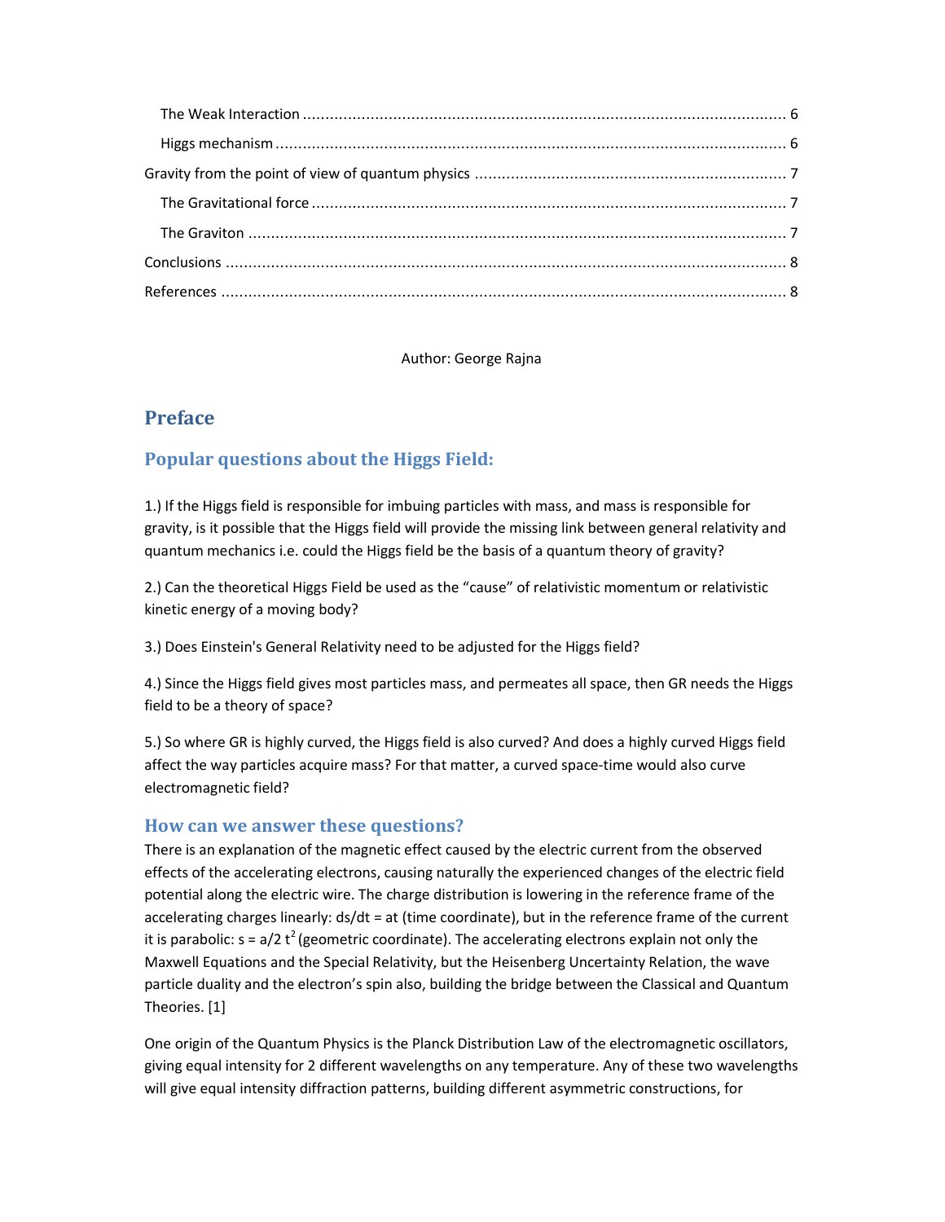The Weak Interaction ........................................................................................................ 6

Higgs mechanism ........................................................................................................ 6

Gravity from the point of view of quantum physics ........................................................................ 7

The Gravitational force ........................................................................................................ 7

The Graviton ........................................................................................................ 7

Conclusions ........................................................................................................ 8

References ........................................................................................................ 8

Author: George Rajna

## Preface

### Popular questions about the Higgs Field:

1.) If the Higgs field is responsible for imbuing particles with mass, and mass is responsible for gravity, is it possible that the Higgs field will provide the missing link between general relativity and quantum mechanics i.e. could the Higgs field be the basis of a quantum theory of gravity?

2.) Can the theoretical Higgs Field be used as the "cause" of relativistic momentum or relativistic kinetic energy of a moving body?

3.) Does Einstein's General Relativity need to be adjusted for the Higgs field?

4.) Since the Higgs field gives most particles mass, and permeates all space, then GR needs the Higgs field to be a theory of space?

5.) So where GR is highly curved, the Higgs field is also curved? And does a highly curved Higgs field affect the way particles acquire mass? For that matter, a curved space-time would also curve electromagnetic field?

### How can we answer these questions?

There is an explanation of the magnetic effect caused by the electric current from the observed effects of the accelerating electrons, causing naturally the experienced changes of the electric field potential along the electric wire. The charge distribution is lowering in the reference frame of the accelerating charges linearly: $ds/dt = at$ (time coordinate), but in the reference frame of the current it is parabolic: $s = a/2\ t^2$ (geometric coordinate). The accelerating electrons explain not only the Maxwell Equations and the Special Relativity, but the Heisenberg Uncertainty Relation, the wave particle duality and the electron's spin also, building the bridge between the Classical and Quantum Theories. [1]

One origin of the Quantum Physics is the Planck Distribution Law of the electromagnetic oscillators, giving equal intensity for 2 different wavelengths on any temperature. Any of these two wavelengths will give equal intensity diffraction patterns, building different asymmetric constructions, for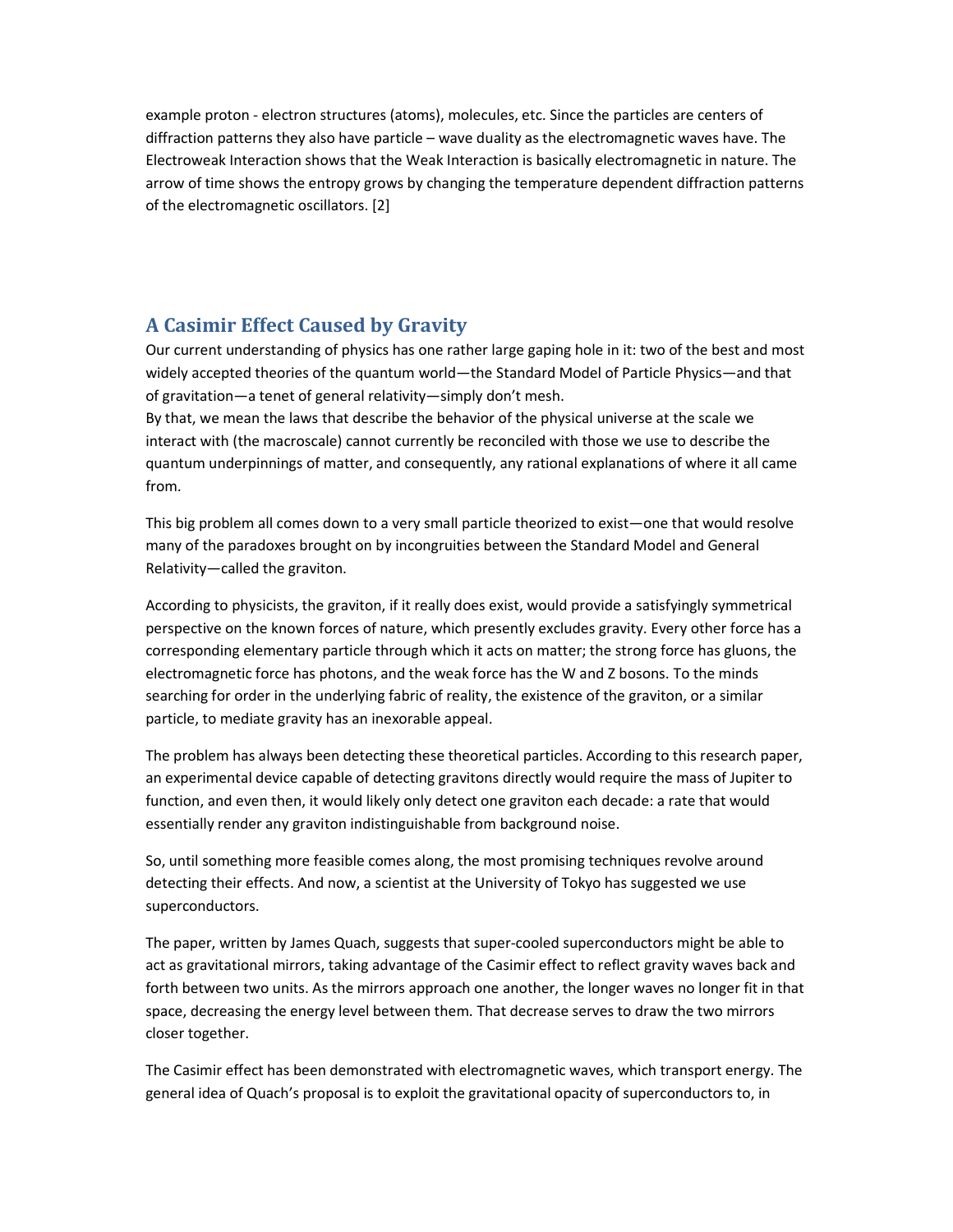example proton - electron structures (atoms), molecules, etc. Since the particles are centers of diffraction patterns they also have particle – wave duality as the electromagnetic waves have. The Electroweak Interaction shows that the Weak Interaction is basically electromagnetic in nature. The arrow of time shows the entropy grows by changing the temperature dependent diffraction patterns of the electromagnetic oscillators. [2]

## A Casimir Effect Caused by Gravity

Our current understanding of physics has one rather large gaping hole in it: two of the best and most widely accepted theories of the quantum world—the Standard Model of Particle Physics—and that of gravitation—a tenet of general relativity—simply don't mesh.
By that, we mean the laws that describe the behavior of the physical universe at the scale we interact with (the macroscale) cannot currently be reconciled with those we use to describe the quantum underpinnings of matter, and consequently, any rational explanations of where it all came from.

This big problem all comes down to a very small particle theorized to exist—one that would resolve many of the paradoxes brought on by incongruities between the Standard Model and General Relativity—called the graviton.

According to physicists, the graviton, if it really does exist, would provide a satisfyingly symmetrical perspective on the known forces of nature, which presently excludes gravity. Every other force has a corresponding elementary particle through which it acts on matter; the strong force has gluons, the electromagnetic force has photons, and the weak force has the W and Z bosons. To the minds searching for order in the underlying fabric of reality, the existence of the graviton, or a similar particle, to mediate gravity has an inexorable appeal.

The problem has always been detecting these theoretical particles. According to this research paper, an experimental device capable of detecting gravitons directly would require the mass of Jupiter to function, and even then, it would likely only detect one graviton each decade: a rate that would essentially render any graviton indistinguishable from background noise.

So, until something more feasible comes along, the most promising techniques revolve around detecting their effects. And now, a scientist at the University of Tokyo has suggested we use superconductors.

The paper, written by James Quach, suggests that super-cooled superconductors might be able to act as gravitational mirrors, taking advantage of the Casimir effect to reflect gravity waves back and forth between two units. As the mirrors approach one another, the longer waves no longer fit in that space, decreasing the energy level between them. That decrease serves to draw the two mirrors closer together.

The Casimir effect has been demonstrated with electromagnetic waves, which transport energy. The general idea of Quach's proposal is to exploit the gravitational opacity of superconductors to, in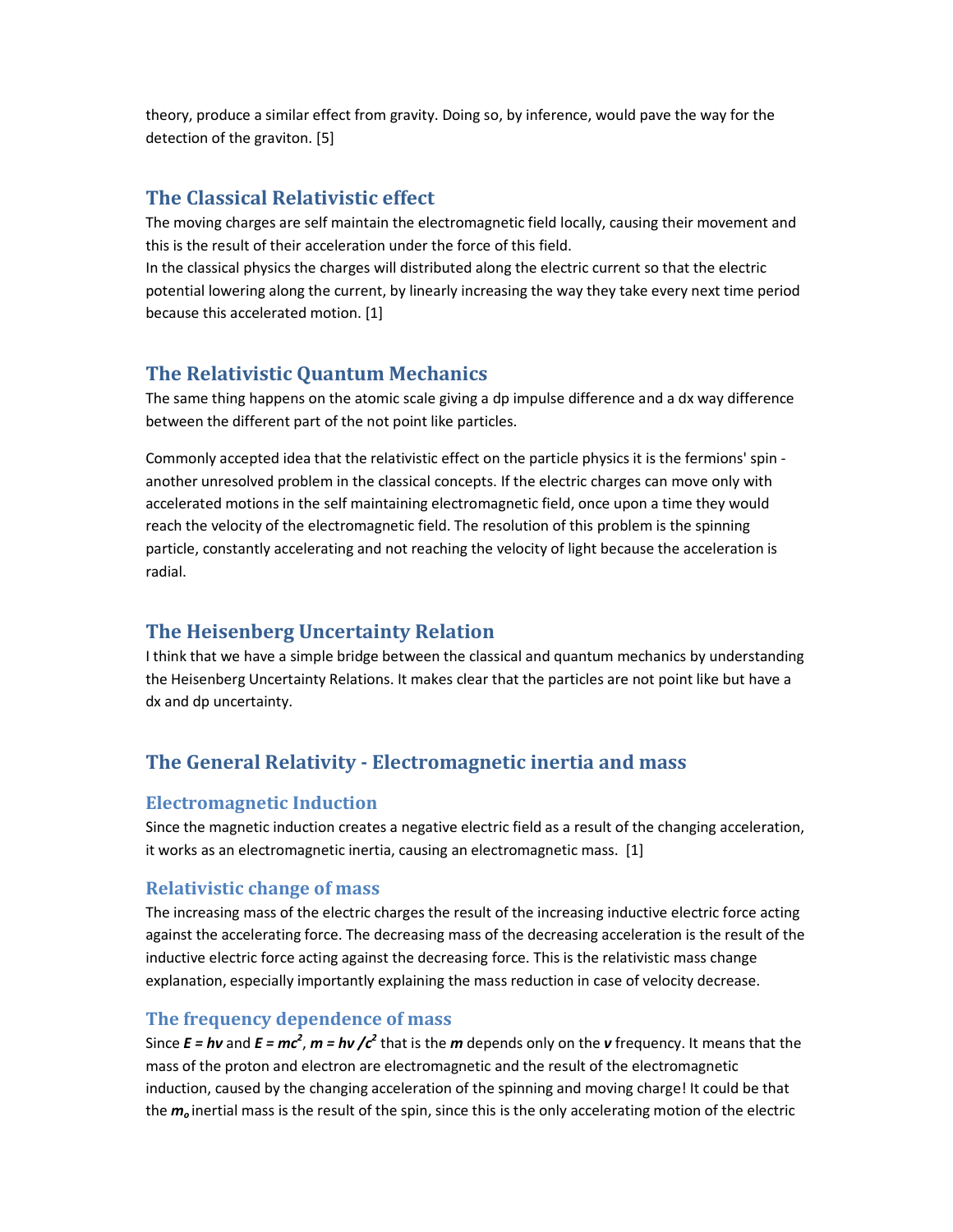theory, produce a similar effect from gravity. Doing so, by inference, would pave the way for the detection of the graviton. [5]

## The Classical Relativistic effect

The moving charges are self maintain the electromagnetic field locally, causing their movement and this is the result of their acceleration under the force of this field.
In the classical physics the charges will distributed along the electric current so that the electric potential lowering along the current, by linearly increasing the way they take every next time period because this accelerated motion. [1]

## The Relativistic Quantum Mechanics

The same thing happens on the atomic scale giving a dp impulse difference and a dx way difference between the different part of the not point like particles.

Commonly accepted idea that the relativistic effect on the particle physics it is the fermions' spin - another unresolved problem in the classical concepts. If the electric charges can move only with accelerated motions in the self maintaining electromagnetic field, once upon a time they would reach the velocity of the electromagnetic field. The resolution of this problem is the spinning particle, constantly accelerating and not reaching the velocity of light because the acceleration is radial.

## The Heisenberg Uncertainty Relation

I think that we have a simple bridge between the classical and quantum mechanics by understanding the Heisenberg Uncertainty Relations. It makes clear that the particles are not point like but have a dx and dp uncertainty.

## The General Relativity - Electromagnetic inertia and mass

### Electromagnetic Induction

Since the magnetic induction creates a negative electric field as a result of the changing acceleration, it works as an electromagnetic inertia, causing an electromagnetic mass. [1]

### Relativistic change of mass

The increasing mass of the electric charges the result of the increasing inductive electric force acting against the accelerating force. The decreasing mass of the decreasing acceleration is the result of the inductive electric force acting against the decreasing force. This is the relativistic mass change explanation, especially importantly explaining the mass reduction in case of velocity decrease.

### The frequency dependence of mass

Since $E = h\nu$ and $E = mc^2$, $m = h\nu / c^2$ that is the $m$ depends only on the $\nu$ frequency. It means that the mass of the proton and electron are electromagnetic and the result of the electromagnetic induction, caused by the changing acceleration of the spinning and moving charge! It could be that the $m_o$ inertial mass is the result of the spin, since this is the only accelerating motion of the electric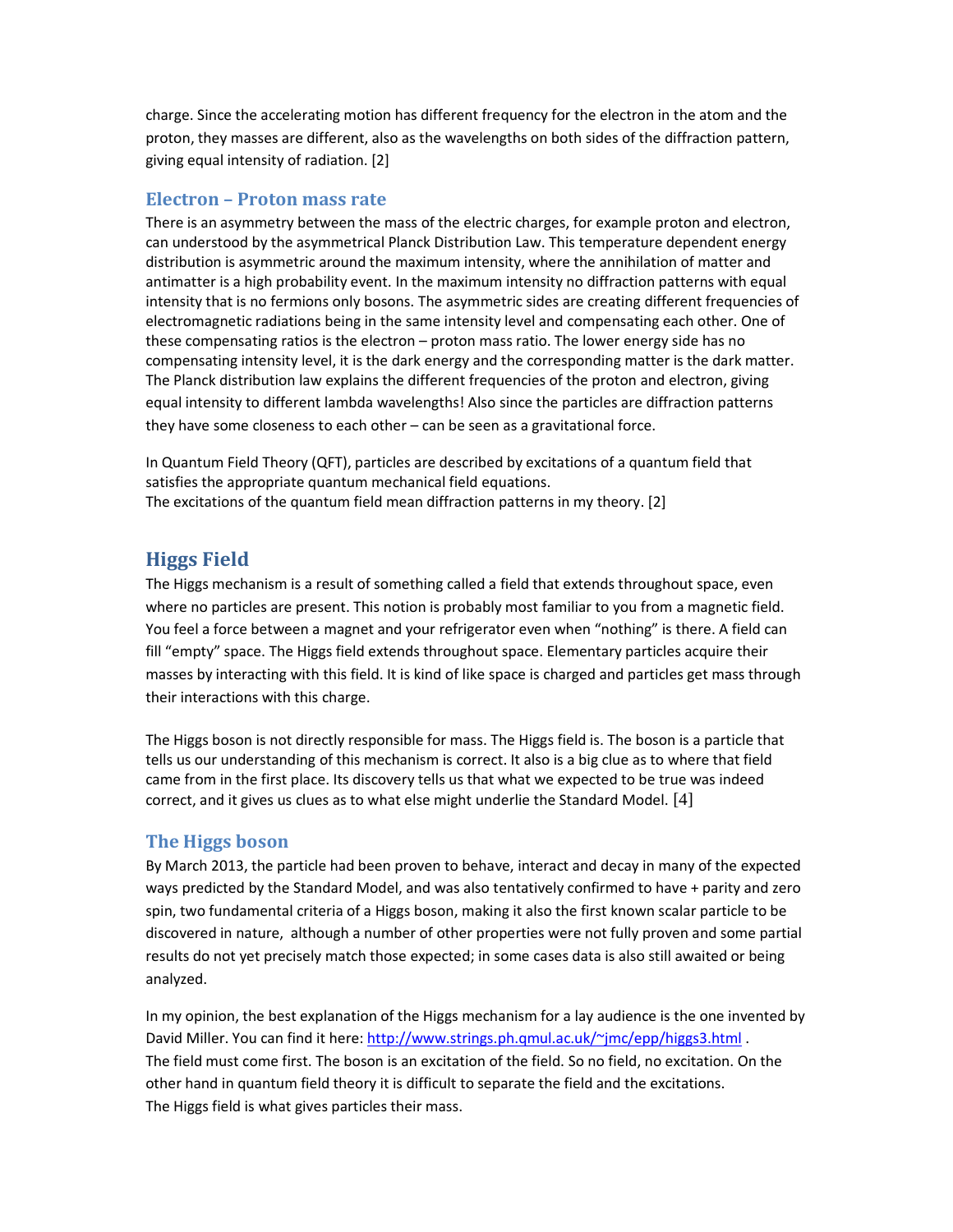charge. Since the accelerating motion has different frequency for the electron in the atom and the proton, they masses are different, also as the wavelengths on both sides of the diffraction pattern, giving equal intensity of radiation. [2]

### Electron – Proton mass rate

There is an asymmetry between the mass of the electric charges, for example proton and electron, can understood by the asymmetrical Planck Distribution Law. This temperature dependent energy distribution is asymmetric around the maximum intensity, where the annihilation of matter and antimatter is a high probability event. In the maximum intensity no diffraction patterns with equal intensity that is no fermions only bosons. The asymmetric sides are creating different frequencies of electromagnetic radiations being in the same intensity level and compensating each other. One of these compensating ratios is the electron – proton mass ratio. The lower energy side has no compensating intensity level, it is the dark energy and the corresponding matter is the dark matter. The Planck distribution law explains the different frequencies of the proton and electron, giving equal intensity to different lambda wavelengths! Also since the particles are diffraction patterns they have some closeness to each other – can be seen as a gravitational force.

In Quantum Field Theory (QFT), particles are described by excitations of a quantum field that satisfies the appropriate quantum mechanical field equations.
The excitations of the quantum field mean diffraction patterns in my theory. [2]

## Higgs Field

The Higgs mechanism is a result of something called a field that extends throughout space, even where no particles are present. This notion is probably most familiar to you from a magnetic field. You feel a force between a magnet and your refrigerator even when "nothing" is there. A field can fill "empty" space. The Higgs field extends throughout space. Elementary particles acquire their masses by interacting with this field. It is kind of like space is charged and particles get mass through their interactions with this charge.

The Higgs boson is not directly responsible for mass. The Higgs field is. The boson is a particle that tells us our understanding of this mechanism is correct. It also is a big clue as to where that field came from in the first place. Its discovery tells us that what we expected to be true was indeed correct, and it gives us clues as to what else might underlie the Standard Model. [4]

### The Higgs boson

By March 2013, the particle had been proven to behave, interact and decay in many of the expected ways predicted by the Standard Model, and was also tentatively confirmed to have + parity and zero spin, two fundamental criteria of a Higgs boson, making it also the first known scalar particle to be discovered in nature, although a number of other properties were not fully proven and some partial results do not yet precisely match those expected; in some cases data is also still awaited or being analyzed.

In my opinion, the best explanation of the Higgs mechanism for a lay audience is the one invented by David Miller. You can find it here: http://www.strings.ph.qmul.ac.uk/~jmc/epp/higgs3.html .
The field must come first. The boson is an excitation of the field. So no field, no excitation. On the other hand in quantum field theory it is difficult to separate the field and the excitations.
The Higgs field is what gives particles their mass.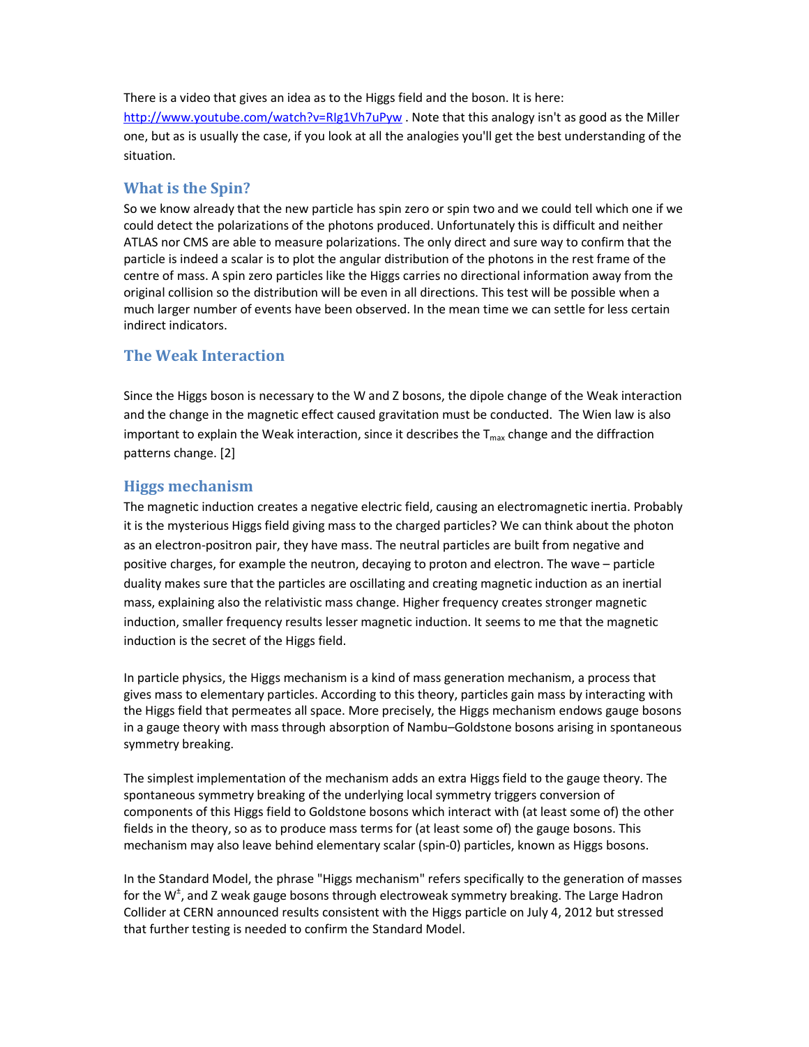There is a video that gives an idea as to the Higgs field and the boson. It is here: http://www.youtube.com/watch?v=RIg1Vh7uPyw . Note that this analogy isn't as good as the Miller one, but as is usually the case, if you look at all the analogies you'll get the best understanding of the situation.

## What is the Spin?

So we know already that the new particle has spin zero or spin two and we could tell which one if we could detect the polarizations of the photons produced. Unfortunately this is difficult and neither ATLAS nor CMS are able to measure polarizations. The only direct and sure way to confirm that the particle is indeed a scalar is to plot the angular distribution of the photons in the rest frame of the centre of mass. A spin zero particles like the Higgs carries no directional information away from the original collision so the distribution will be even in all directions. This test will be possible when a much larger number of events have been observed. In the mean time we can settle for less certain indirect indicators.

## The Weak Interaction

Since the Higgs boson is necessary to the W and Z bosons, the dipole change of the Weak interaction and the change in the magnetic effect caused gravitation must be conducted. The Wien law is also important to explain the Weak interaction, since it describes the $T_{max}$ change and the diffraction patterns change. [2]

## Higgs mechanism

The magnetic induction creates a negative electric field, causing an electromagnetic inertia. Probably it is the mysterious Higgs field giving mass to the charged particles? We can think about the photon as an electron-positron pair, they have mass. The neutral particles are built from negative and positive charges, for example the neutron, decaying to proton and electron. The wave – particle duality makes sure that the particles are oscillating and creating magnetic induction as an inertial mass, explaining also the relativistic mass change. Higher frequency creates stronger magnetic induction, smaller frequency results lesser magnetic induction. It seems to me that the magnetic induction is the secret of the Higgs field.

In particle physics, the Higgs mechanism is a kind of mass generation mechanism, a process that gives mass to elementary particles. According to this theory, particles gain mass by interacting with the Higgs field that permeates all space. More precisely, the Higgs mechanism endows gauge bosons in a gauge theory with mass through absorption of Nambu–Goldstone bosons arising in spontaneous symmetry breaking.

The simplest implementation of the mechanism adds an extra Higgs field to the gauge theory. The spontaneous symmetry breaking of the underlying local symmetry triggers conversion of components of this Higgs field to Goldstone bosons which interact with (at least some of) the other fields in the theory, so as to produce mass terms for (at least some of) the gauge bosons. This mechanism may also leave behind elementary scalar (spin-0) particles, known as Higgs bosons.

In the Standard Model, the phrase "Higgs mechanism" refers specifically to the generation of masses for the $W^{\pm}$, and Z weak gauge bosons through electroweak symmetry breaking. The Large Hadron Collider at CERN announced results consistent with the Higgs particle on July 4, 2012 but stressed that further testing is needed to confirm the Standard Model.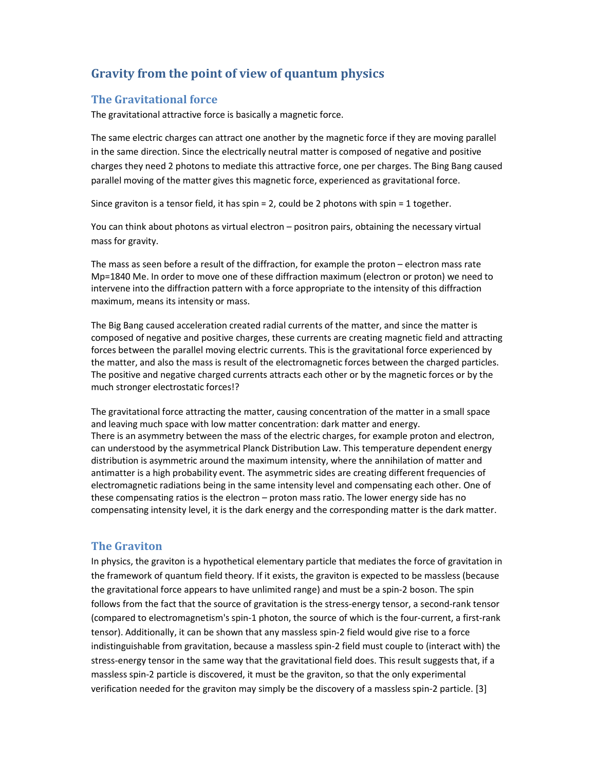# Gravity from the point of view of quantum physics

## The Gravitational force

The gravitational attractive force is basically a magnetic force.

The same electric charges can attract one another by the magnetic force if they are moving parallel in the same direction. Since the electrically neutral matter is composed of negative and positive charges they need 2 photons to mediate this attractive force, one per charges. The Bing Bang caused parallel moving of the matter gives this magnetic force, experienced as gravitational force.

Since graviton is a tensor field, it has spin = 2, could be 2 photons with spin = 1 together.

You can think about photons as virtual electron – positron pairs, obtaining the necessary virtual mass for gravity.

The mass as seen before a result of the diffraction, for example the proton – electron mass rate Mp=1840 Me. In order to move one of these diffraction maximum (electron or proton) we need to intervene into the diffraction pattern with a force appropriate to the intensity of this diffraction maximum, means its intensity or mass.

The Big Bang caused acceleration created radial currents of the matter, and since the matter is composed of negative and positive charges, these currents are creating magnetic field and attracting forces between the parallel moving electric currents. This is the gravitational force experienced by the matter, and also the mass is result of the electromagnetic forces between the charged particles. The positive and negative charged currents attracts each other or by the magnetic forces or by the much stronger electrostatic forces!?

The gravitational force attracting the matter, causing concentration of the matter in a small space and leaving much space with low matter concentration: dark matter and energy.
There is an asymmetry between the mass of the electric charges, for example proton and electron, can understood by the asymmetrical Planck Distribution Law. This temperature dependent energy distribution is asymmetric around the maximum intensity, where the annihilation of matter and antimatter is a high probability event. The asymmetric sides are creating different frequencies of electromagnetic radiations being in the same intensity level and compensating each other. One of these compensating ratios is the electron – proton mass ratio. The lower energy side has no compensating intensity level, it is the dark energy and the corresponding matter is the dark matter.

## The Graviton

In physics, the graviton is a hypothetical elementary particle that mediates the force of gravitation in the framework of quantum field theory. If it exists, the graviton is expected to be massless (because the gravitational force appears to have unlimited range) and must be a spin-2 boson. The spin follows from the fact that the source of gravitation is the stress-energy tensor, a second-rank tensor (compared to electromagnetism's spin-1 photon, the source of which is the four-current, a first-rank tensor). Additionally, it can be shown that any massless spin-2 field would give rise to a force indistinguishable from gravitation, because a massless spin-2 field must couple to (interact with) the stress-energy tensor in the same way that the gravitational field does. This result suggests that, if a massless spin-2 particle is discovered, it must be the graviton, so that the only experimental verification needed for the graviton may simply be the discovery of a massless spin-2 particle. [3]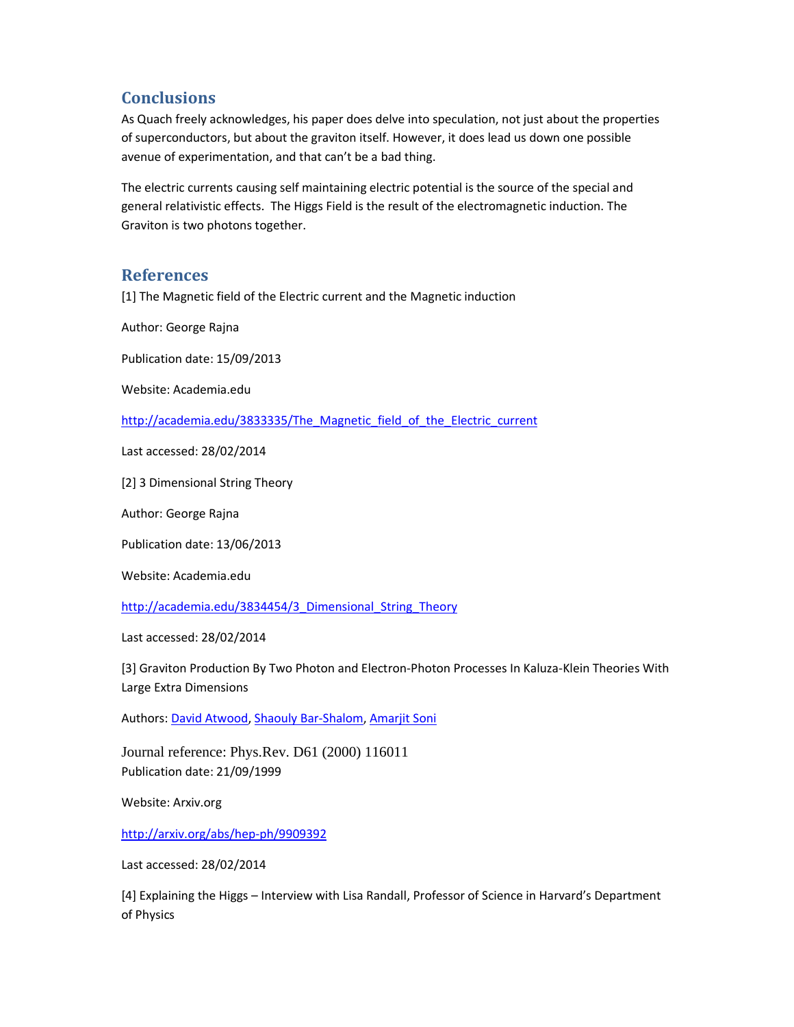## Conclusions

As Quach freely acknowledges, his paper does delve into speculation, not just about the properties of superconductors, but about the graviton itself. However, it does lead us down one possible avenue of experimentation, and that can't be a bad thing.

The electric currents causing self maintaining electric potential is the source of the special and general relativistic effects. The Higgs Field is the result of the electromagnetic induction. The Graviton is two photons together.

## References

[1] The Magnetic field of the Electric current and the Magnetic induction

Author: George Rajna

Publication date: 15/09/2013

Website: Academia.edu

http://academia.edu/3833335/The_Magnetic_field_of_the_Electric_current

Last accessed: 28/02/2014

[2] 3 Dimensional String Theory

Author: George Rajna

Publication date: 13/06/2013

Website: Academia.edu

http://academia.edu/3834454/3_Dimensional_String_Theory

Last accessed: 28/02/2014

[3] Graviton Production By Two Photon and Electron-Photon Processes In Kaluza-Klein Theories With Large Extra Dimensions

Authors: David Atwood, Shaouly Bar-Shalom, Amarjit Soni

Journal reference: Phys.Rev. D61 (2000) 116011
Publication date: 21/09/1999

Website: Arxiv.org

http://arxiv.org/abs/hep-ph/9909392

Last accessed: 28/02/2014

[4] Explaining the Higgs – Interview with Lisa Randall, Professor of Science in Harvard's Department of Physics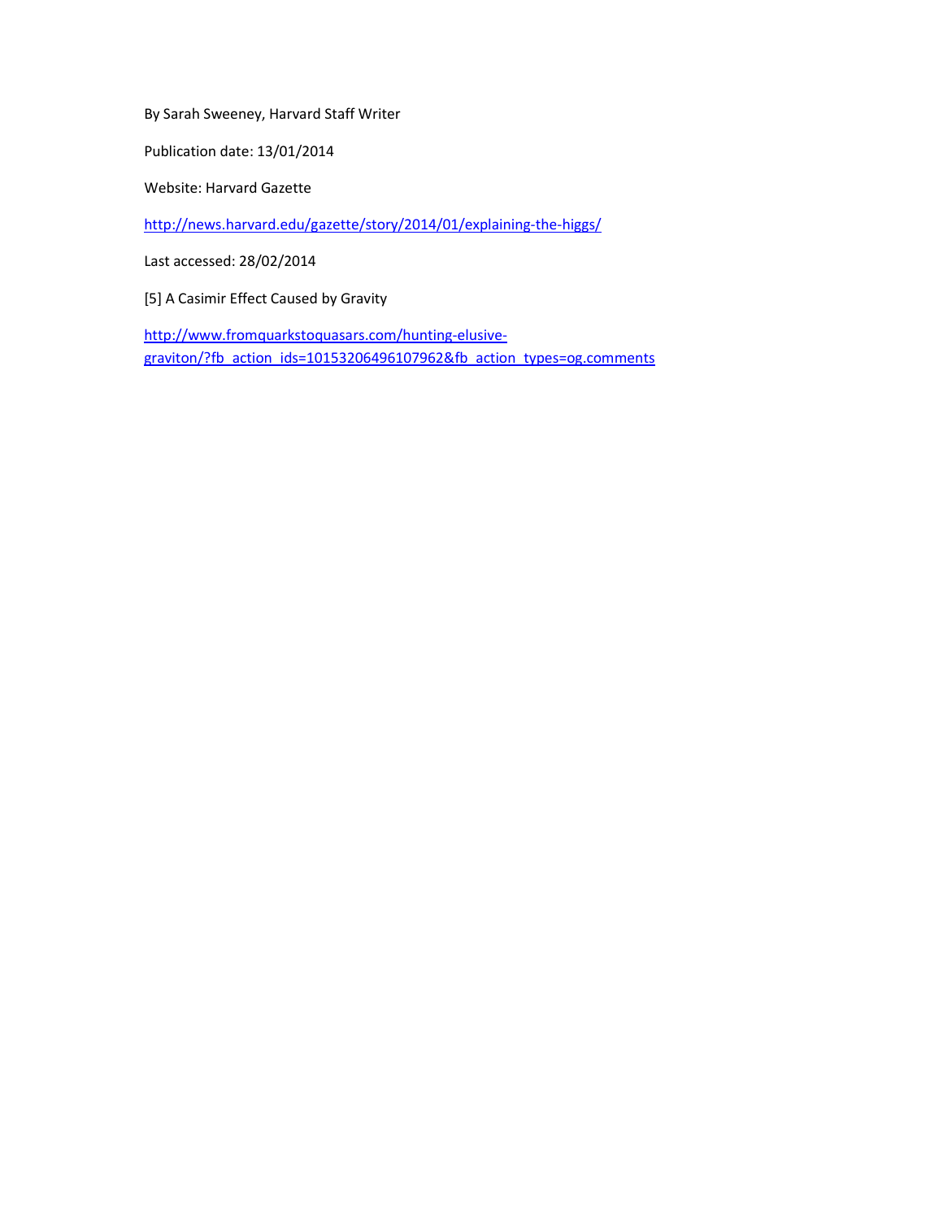By Sarah Sweeney, Harvard Staff Writer

Publication date: 13/01/2014

Website: Harvard Gazette

http://news.harvard.edu/gazette/story/2014/01/explaining-the-higgs/

Last accessed: 28/02/2014

[5] A Casimir Effect Caused by Gravity

http://www.fromquarkstoquasars.com/hunting-elusive-graviton/?fb_action_ids=10153206496107962&fb_action_types=og.comments